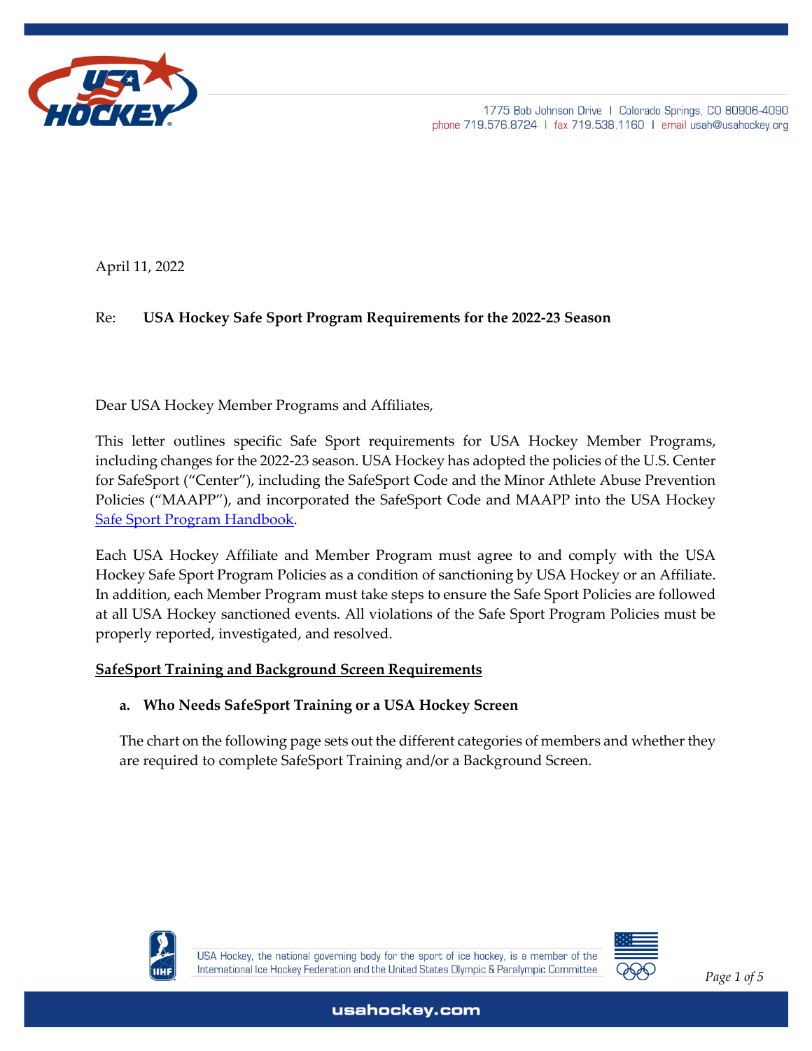1775 Bob Johnson Drive | Colorado Springs, CO 80906-4090
phone 719.576.8724 | fax 719.538.1160 | email usah@usahockey.org

April 11, 2022

Re: **USA Hockey Safe Sport Program Requirements for the 2022-23 Season**

Dear USA Hockey Member Programs and Affiliates,

This letter outlines specific Safe Sport requirements for USA Hockey Member Programs, including changes for the 2022-23 season. USA Hockey has adopted the policies of the U.S. Center for SafeSport ("Center"), including the SafeSport Code and the Minor Athlete Abuse Prevention Policies ("MAAPP"), and incorporated the SafeSport Code and MAAPP into the USA Hockey Safe Sport Program Handbook.

Each USA Hockey Affiliate and Member Program must agree to and comply with the USA Hockey Safe Sport Program Policies as a condition of sanctioning by USA Hockey or an Affiliate. In addition, each Member Program must take steps to ensure the Safe Sport Policies are followed at all USA Hockey sanctioned events. All violations of the Safe Sport Program Policies must be properly reported, investigated, and resolved.

## SafeSport Training and Background Screen Requirements

### a. Who Needs SafeSport Training or a USA Hockey Screen

The chart on the following page sets out the different categories of members and whether they are required to complete SafeSport Training and/or a Background Screen.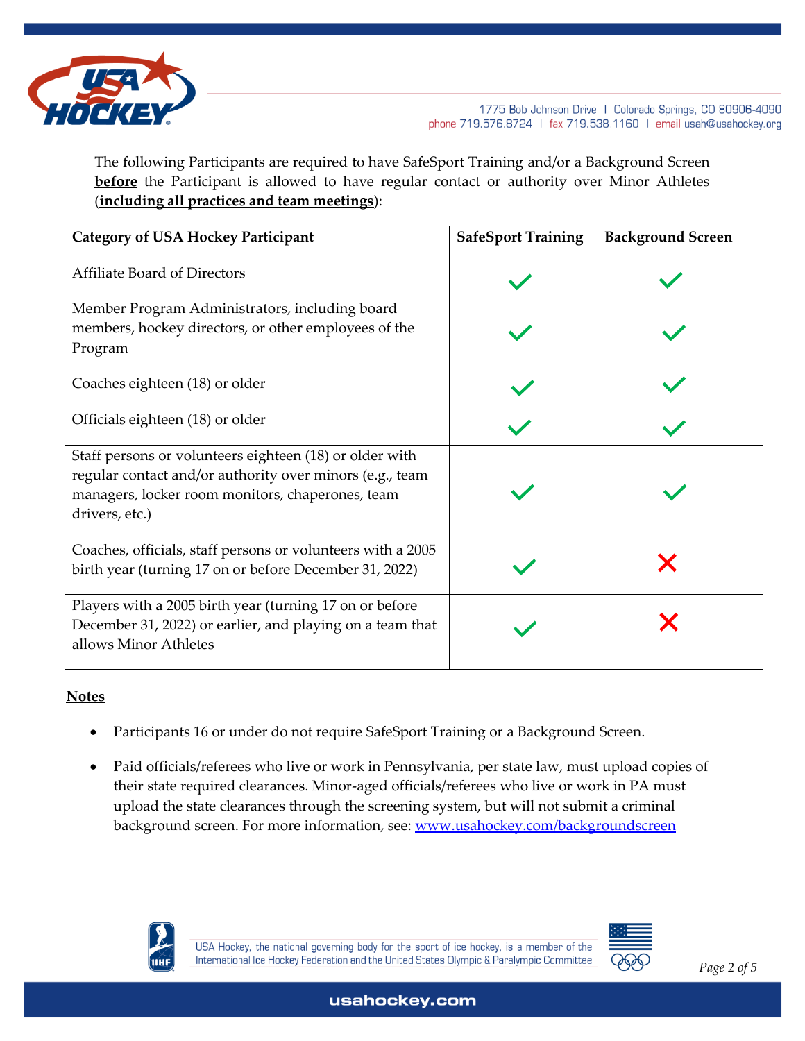The following Participants are required to have SafeSport Training and/or a Background Screen **before** the Participant is allowed to have regular contact or authority over Minor Athletes (**including all practices and team meetings**):

| Category of USA Hockey Participant | SafeSport Training | Background Screen |
|---|---|---|
| Affiliate Board of Directors | ✓ | ✓ |
| Member Program Administrators, including board members, hockey directors, or other employees of the Program | ✓ | ✓ |
| Coaches eighteen (18) or older | ✓ | ✓ |
| Officials eighteen (18) or older | ✓ | ✓ |
| Staff persons or volunteers eighteen (18) or older with regular contact and/or authority over minors (e.g., team managers, locker room monitors, chaperones, team drivers, etc.) | ✓ | ✓ |
| Coaches, officials, staff persons or volunteers with a 2005 birth year (turning 17 on or before December 31, 2022) | ✓ | ✗ |
| Players with a 2005 birth year (turning 17 on or before December 31, 2022) or earlier, and playing on a team that allows Minor Athletes | ✓ | ✗ |

**Notes**

- Participants 16 or under do not require SafeSport Training or a Background Screen.
- Paid officials/referees who live or work in Pennsylvania, per state law, must upload copies of their state required clearances. Minor-aged officials/referees who live or work in PA must upload the state clearances through the screening system, but will not submit a criminal background screen. For more information, see: www.usahockey.com/backgroundscreen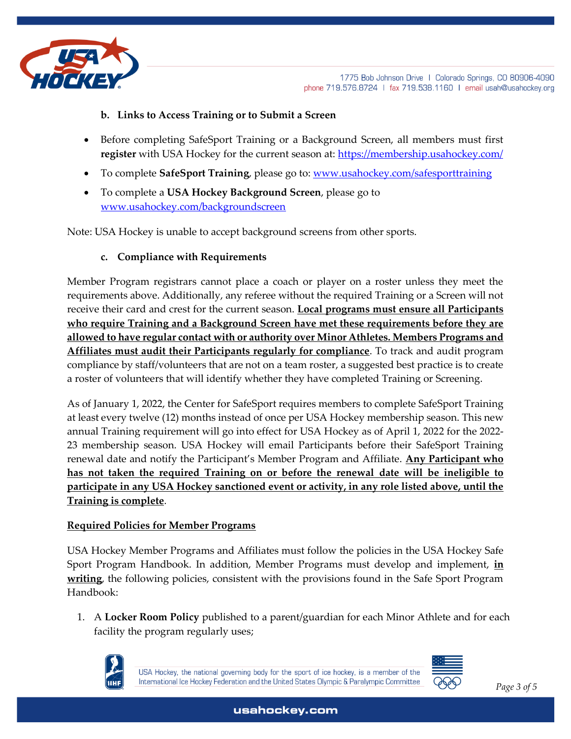### b. Links to Access Training or to Submit a Screen

- Before completing SafeSport Training or a Background Screen, all members must first **register** with USA Hockey for the current season at: https://membership.usahockey.com/
- To complete **SafeSport Training**, please go to: www.usahockey.com/safesporttraining
- To complete a **USA Hockey Background Screen**, please go to www.usahockey.com/backgroundscreen

Note: USA Hockey is unable to accept background screens from other sports.

### c. Compliance with Requirements

Member Program registrars cannot place a coach or player on a roster unless they meet the requirements above. Additionally, any referee without the required Training or a Screen will not receive their card and crest for the current season. **Local programs must ensure all Participants who require Training and a Background Screen have met these requirements before they are allowed to have regular contact with or authority over Minor Athletes. Members Programs and Affiliates must audit their Participants regularly for compliance**. To track and audit program compliance by staff/volunteers that are not on a team roster, a suggested best practice is to create a roster of volunteers that will identify whether they have completed Training or Screening.

As of January 1, 2022, the Center for SafeSport requires members to complete SafeSport Training at least every twelve (12) months instead of once per USA Hockey membership season. This new annual Training requirement will go into effect for USA Hockey as of April 1, 2022 for the 2022-23 membership season. USA Hockey will email Participants before their SafeSport Training renewal date and notify the Participant's Member Program and Affiliate. **Any Participant who has not taken the required Training on or before the renewal date will be ineligible to participate in any USA Hockey sanctioned event or activity, in any role listed above, until the Training is complete**.

## Required Policies for Member Programs

USA Hockey Member Programs and Affiliates must follow the policies in the USA Hockey Safe Sport Program Handbook. In addition, Member Programs must develop and implement, **in writing**, the following policies, consistent with the provisions found in the Safe Sport Program Handbook:

1. A **Locker Room Policy** published to a parent/guardian for each Minor Athlete and for each facility the program regularly uses;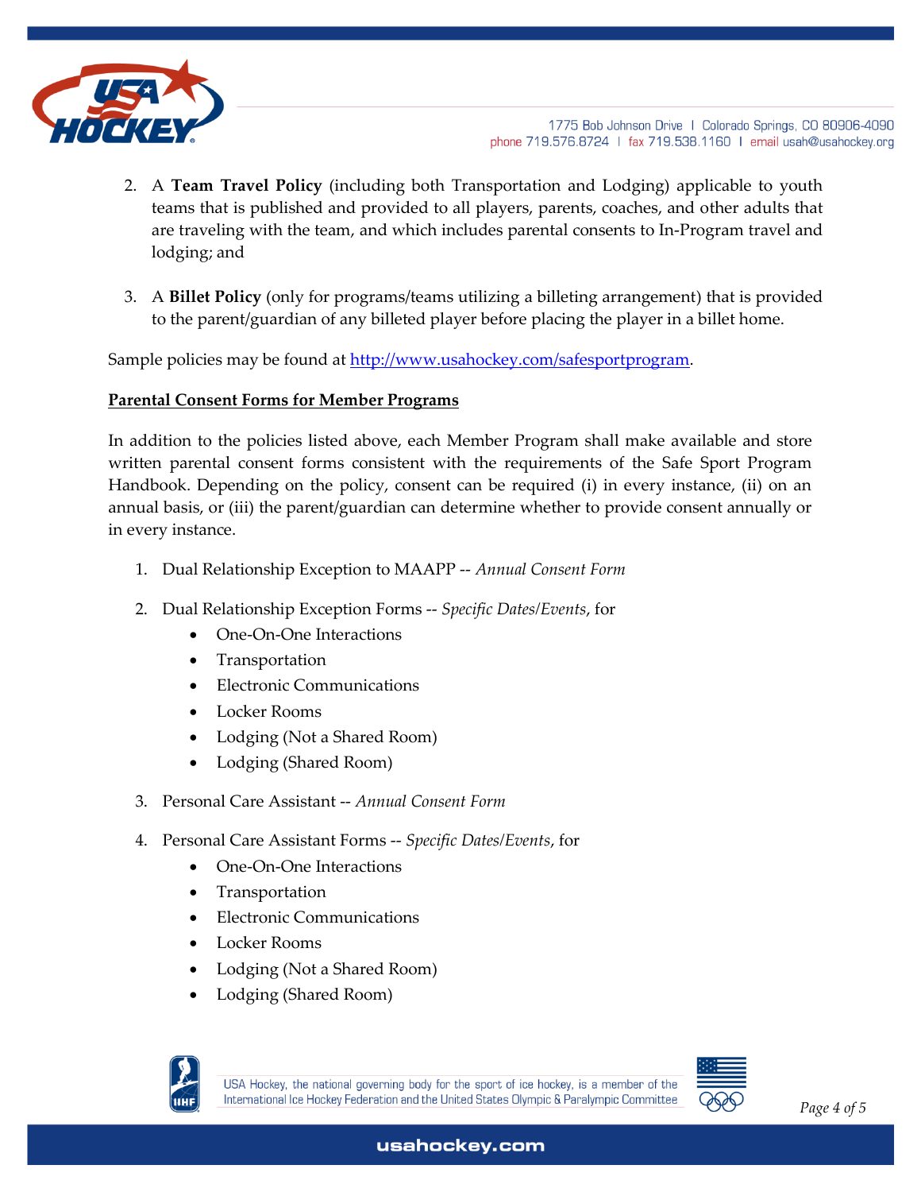2. A **Team Travel Policy** (including both Transportation and Lodging) applicable to youth teams that is published and provided to all players, parents, coaches, and other adults that are traveling with the team, and which includes parental consents to In-Program travel and lodging; and

3. A **Billet Policy** (only for programs/teams utilizing a billeting arrangement) that is provided to the parent/guardian of any billeted player before placing the player in a billet home.

Sample policies may be found at [http://www.usahockey.com/safesportprogram](http://www.usahockey.com/safesportprogram).

**<u>Parental Consent Forms for Member Programs</u>**

In addition to the policies listed above, each Member Program shall make available and store written parental consent forms consistent with the requirements of the Safe Sport Program Handbook. Depending on the policy, consent can be required (i) in every instance, (ii) on an annual basis, or (iii) the parent/guardian can determine whether to provide consent annually or in every instance.

1. Dual Relationship Exception to MAAPP -- *Annual Consent Form*

2. Dual Relationship Exception Forms -- *Specific Dates/Events*, for
   - One-On-One Interactions
   - Transportation
   - Electronic Communications
   - Locker Rooms
   - Lodging (Not a Shared Room)
   - Lodging (Shared Room)

3. Personal Care Assistant -- *Annual Consent Form*

4. Personal Care Assistant Forms -- *Specific Dates/Events*, for
   - One-On-One Interactions
   - Transportation
   - Electronic Communications
   - Locker Rooms
   - Lodging (Not a Shared Room)
   - Lodging (Shared Room)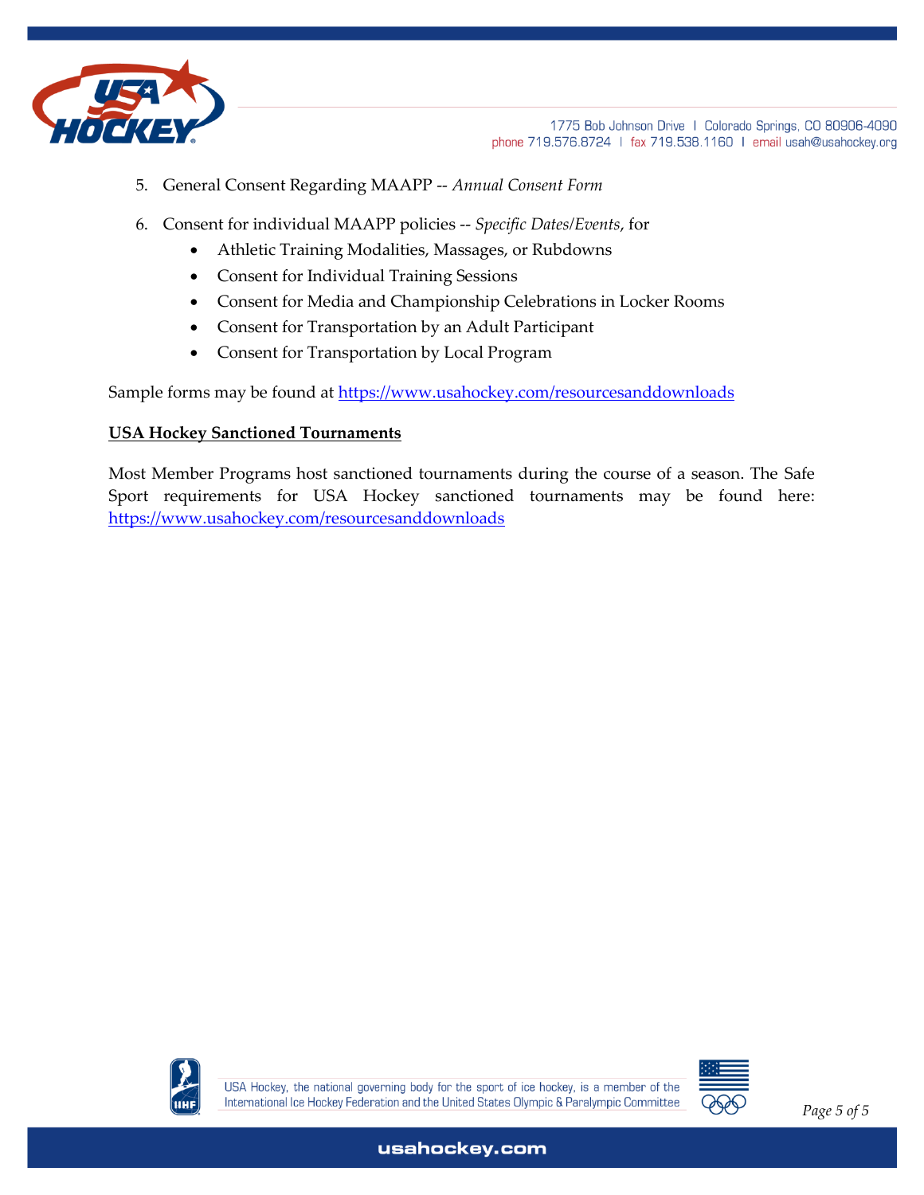5. General Consent Regarding MAAPP -- *Annual Consent Form*

6. Consent for individual MAAPP policies -- *Specific Dates/Events*, for
   - Athletic Training Modalities, Massages, or Rubdowns
   - Consent for Individual Training Sessions
   - Consent for Media and Championship Celebrations in Locker Rooms
   - Consent for Transportation by an Adult Participant
   - Consent for Transportation by Local Program

Sample forms may be found at https://www.usahockey.com/resourcesanddownloads

**USA Hockey Sanctioned Tournaments**

Most Member Programs host sanctioned tournaments during the course of a season. The Safe Sport requirements for USA Hockey sanctioned tournaments may be found here: https://www.usahockey.com/resourcesanddownloads